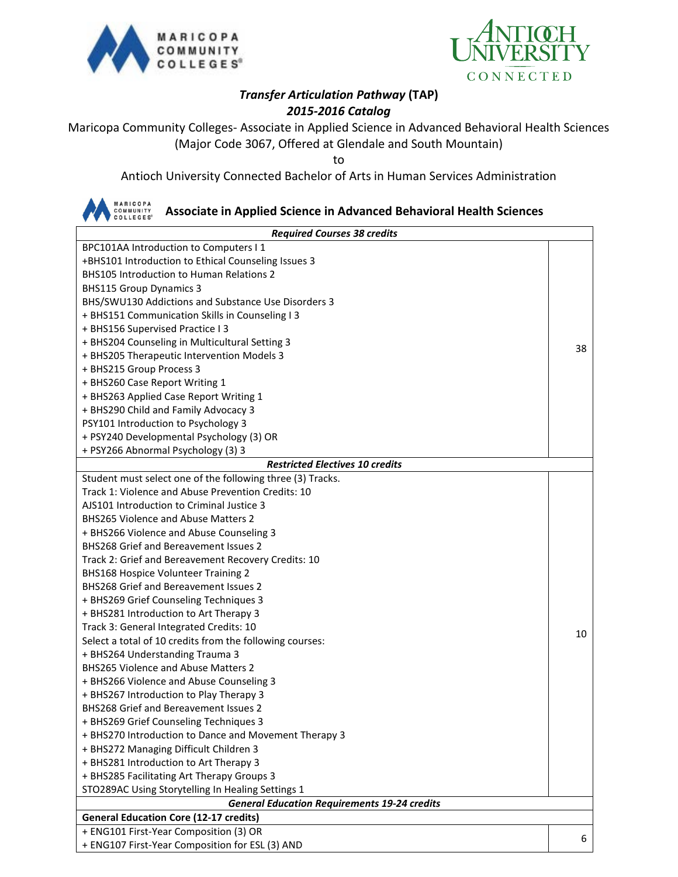# *Transfer Articulation Pathway* (TAP)

## *2015-2016 Catalog*

Maricopa Community Colleges- Associate in Applied Science in Advanced Behavioral Health Sciences (Major Code 3067, Offered at Glendale and South Mountain)

to

Antioch University Connected Bachelor of Arts in Human Services Administration

## Associate in Applied Science in Advanced Behavioral Health Sciences

| ***Required Courses 38 credits*** | |
|---|---|
| BPC101AA Introduction to Computers I 1<br>+BHS101 Introduction to Ethical Counseling Issues 3<br>BHS105 Introduction to Human Relations 2<br>BHS115 Group Dynamics 3<br>BHS/SWU130 Addictions and Substance Use Disorders 3<br>+ BHS151 Communication Skills in Counseling I 3<br>+ BHS156 Supervised Practice I 3<br>+ BHS204 Counseling in Multicultural Setting 3<br>+ BHS205 Therapeutic Intervention Models 3<br>+ BHS215 Group Process 3<br>+ BHS260 Case Report Writing 1<br>+ BHS263 Applied Case Report Writing 1<br>+ BHS290 Child and Family Advocacy 3<br>PSY101 Introduction to Psychology 3<br>+ PSY240 Developmental Psychology (3) OR<br>+ PSY266 Abnormal Psychology (3) 3 | 38 |
| ***Restricted Electives 10 credits*** | |
| Student must select one of the following three (3) Tracks.<br>Track 1: Violence and Abuse Prevention Credits: 10<br>AJS101 Introduction to Criminal Justice 3<br>BHS265 Violence and Abuse Matters 2<br>+ BHS266 Violence and Abuse Counseling 3<br>BHS268 Grief and Bereavement Issues 2<br>Track 2: Grief and Bereavement Recovery Credits: 10<br>BHS168 Hospice Volunteer Training 2<br>BHS268 Grief and Bereavement Issues 2<br>+ BHS269 Grief Counseling Techniques 3<br>+ BHS281 Introduction to Art Therapy 3<br>Track 3: General Integrated Credits: 10<br>Select a total of 10 credits from the following courses:<br>+ BHS264 Understanding Trauma 3<br>BHS265 Violence and Abuse Matters 2<br>+ BHS266 Violence and Abuse Counseling 3<br>+ BHS267 Introduction to Play Therapy 3<br>BHS268 Grief and Bereavement Issues 2<br>+ BHS269 Grief Counseling Techniques 3<br>+ BHS270 Introduction to Dance and Movement Therapy 3<br>+ BHS272 Managing Difficult Children 3<br>+ BHS281 Introduction to Art Therapy 3<br>+ BHS285 Facilitating Art Therapy Groups 3<br>STO289AC Using Storytelling In Healing Settings 1 | 10 |
| ***General Education Requirements 19-24 credits*** | |
| **General Education Core (12-17 credits)** | |
| + ENG101 First-Year Composition (3) OR<br>+ ENG107 First-Year Composition for ESL (3) AND | 6 |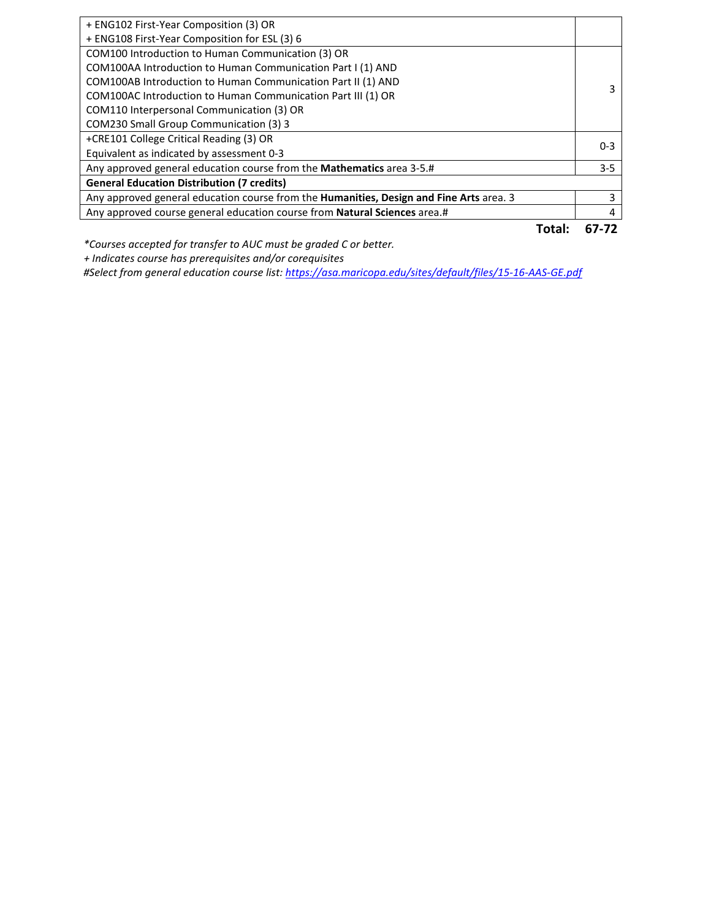| | |
|---|---|
| + ENG102 First-Year Composition (3) OR<br>+ ENG108 First-Year Composition for ESL (3) 6 | |
| COM100 Introduction to Human Communication (3) OR<br>COM100AA Introduction to Human Communication Part I (1) AND<br>COM100AB Introduction to Human Communication Part II (1) AND<br>COM100AC Introduction to Human Communication Part III (1) OR<br>COM110 Interpersonal Communication (3) OR<br>COM230 Small Group Communication (3) 3 | 3 |
| +CRE101 College Critical Reading (3) OR<br>Equivalent as indicated by assessment 0-3 | 0-3 |
| Any approved general education course from the **Mathematics** area 3-5.# | 3-5 |
| **General Education Distribution (7 credits)** | |
| Any approved general education course from the **Humanities, Design and Fine Arts** area. 3 | 3 |
| Any approved course general education course from **Natural Sciences** area.# | 4 |
| **Total:** | **67-72** |

*\*Courses accepted for transfer to AUC must be graded C or better.*

*+ Indicates course has prerequisites and/or corequisites*

*#Select from general education course list: https://asa.maricopa.edu/sites/default/files/15-16-AAS-GE.pdf*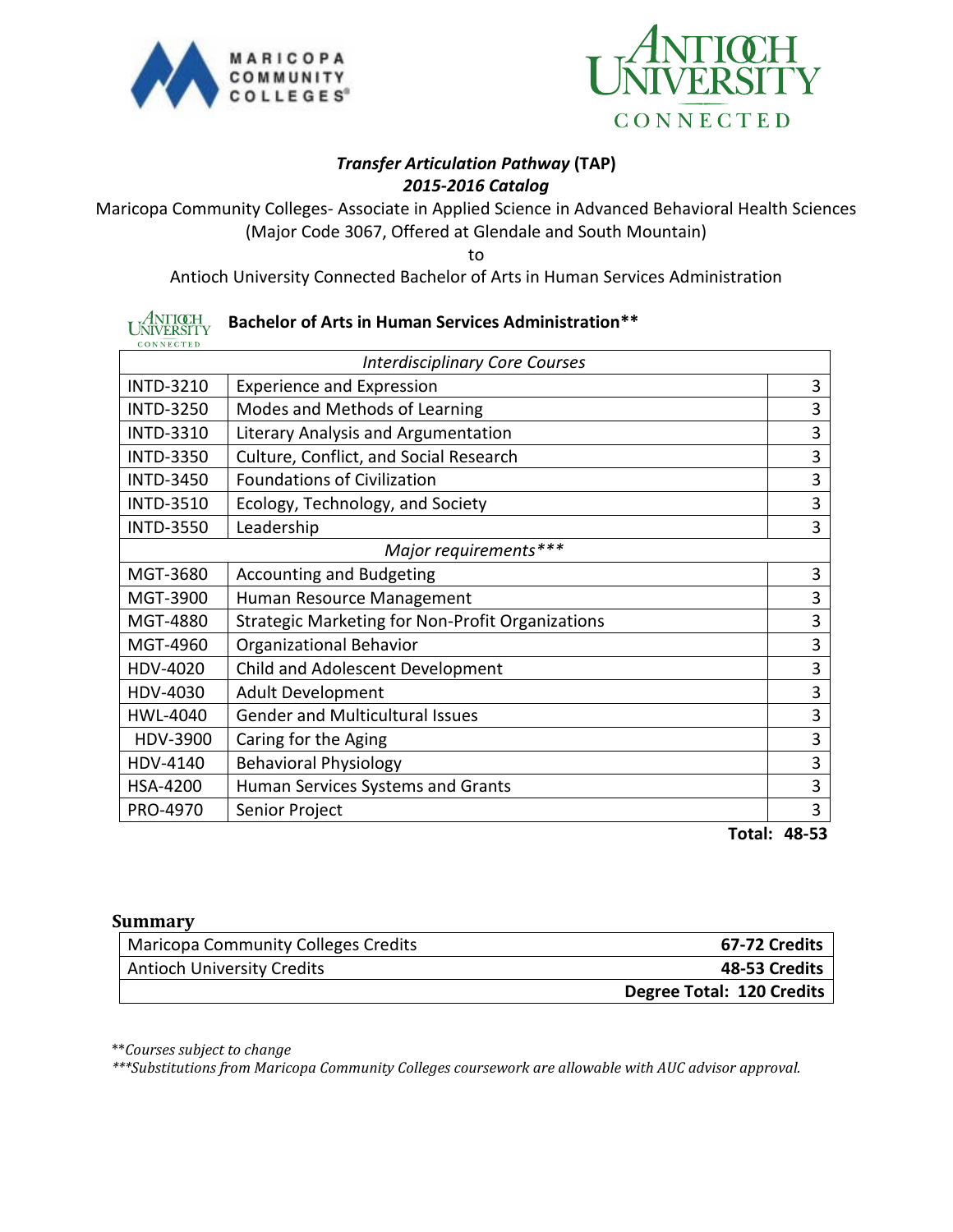*Transfer Articulation Pathway* **(TAP)**
***2015-2016 Catalog***

Maricopa Community Colleges- Associate in Applied Science in Advanced Behavioral Health Sciences (Major Code 3067, Offered at Glendale and South Mountain)

to

Antioch University Connected Bachelor of Arts in Human Services Administration

## Bachelor of Arts in Human Services Administration**

| | | |
|---|---|---|
| *Interdisciplinary Core Courses* | | |
| INTD-3210 | Experience and Expression | 3 |
| INTD-3250 | Modes and Methods of Learning | 3 |
| INTD-3310 | Literary Analysis and Argumentation | 3 |
| INTD-3350 | Culture, Conflict, and Social Research | 3 |
| INTD-3450 | Foundations of Civilization | 3 |
| INTD-3510 | Ecology, Technology, and Society | 3 |
| INTD-3550 | Leadership | 3 |
| *Major requirements**** | | |
| MGT-3680 | Accounting and Budgeting | 3 |
| MGT-3900 | Human Resource Management | 3 |
| MGT-4880 | Strategic Marketing for Non-Profit Organizations | 3 |
| MGT-4960 | Organizational Behavior | 3 |
| HDV-4020 | Child and Adolescent Development | 3 |
| HDV-4030 | Adult Development | 3 |
| HWL-4040 | Gender and Multicultural Issues | 3 |
| HDV-3900 | Caring for the Aging | 3 |
| HDV-4140 | Behavioral Physiology | 3 |
| HSA-4200 | Human Services Systems and Grants | 3 |
| PRO-4970 | Senior Project | 3 |

**Total: 48-53**

## Summary

| | |
|---|---|
| Maricopa Community Colleges Credits | **67-72 Credits** |
| Antioch University Credits | **48-53 Credits** |
| | **Degree Total: 120 Credits** |

***Courses subject to change*

****Substitutions from Maricopa Community Colleges coursework are allowable with AUC advisor approval.*